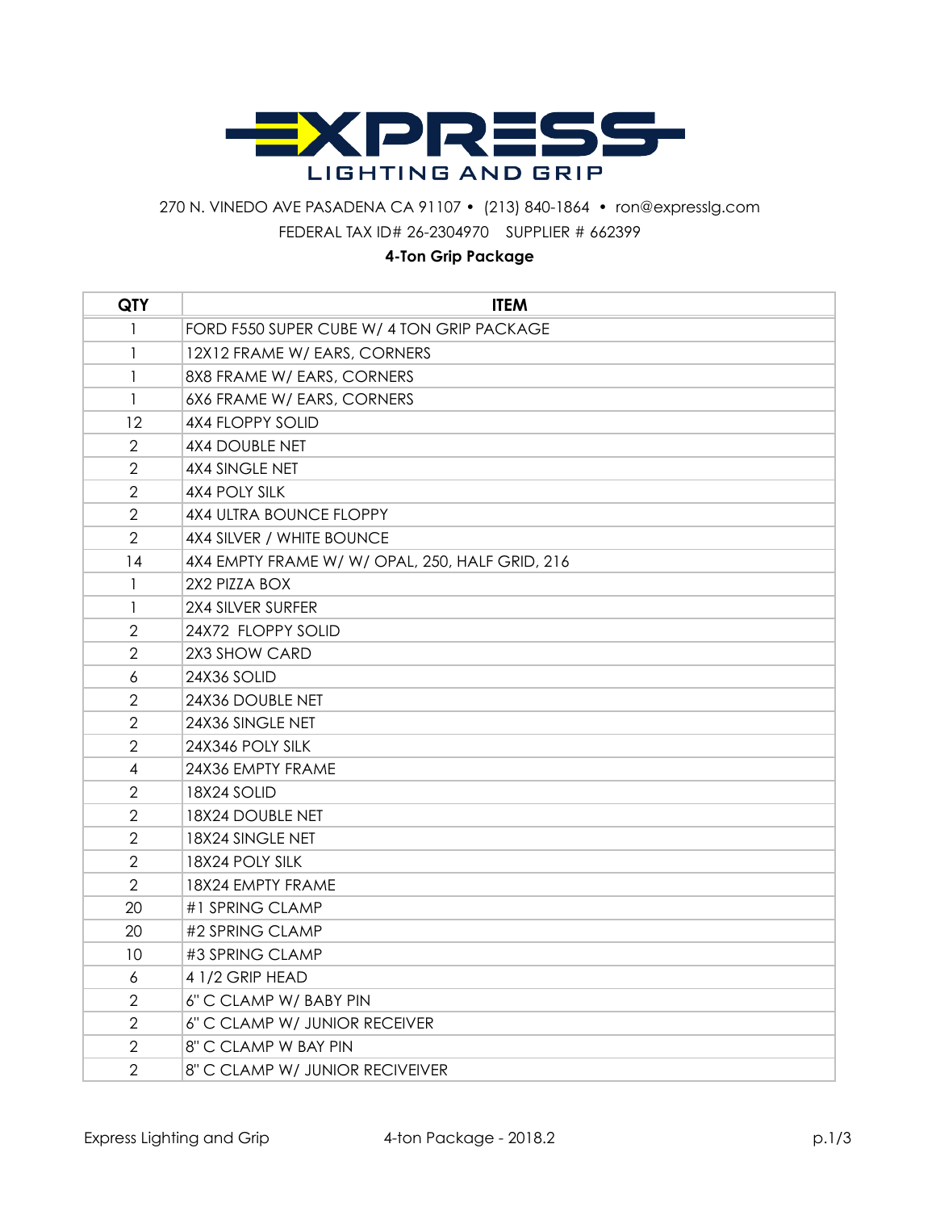# EXPRESS LIGHTING AND GRIP

270 N. VINEDO AVE PASADENA CA 91107 • (213) 840-1864 • ron@expresslg.com

FEDERAL TAX ID# 26-2304970 SUPPLIER # 662399

**4-Ton Grip Package**

| QTY | ITEM |
|---|---|
| 1 | FORD F550 SUPER CUBE W/ 4 TON GRIP PACKAGE |
| 1 | 12X12 FRAME W/ EARS, CORNERS |
| 1 | 8X8 FRAME W/ EARS, CORNERS |
| 1 | 6X6 FRAME W/ EARS, CORNERS |
| 12 | 4X4 FLOPPY SOLID |
| 2 | 4X4 DOUBLE NET |
| 2 | 4X4 SINGLE NET |
| 2 | 4X4 POLY SILK |
| 2 | 4X4 ULTRA BOUNCE FLOPPY |
| 2 | 4X4 SILVER / WHITE BOUNCE |
| 14 | 4X4 EMPTY FRAME W/ W/ OPAL, 250, HALF GRID, 216 |
| 1 | 2X2 PIZZA BOX |
| 1 | 2X4 SILVER SURFER |
| 2 | 24X72 FLOPPY SOLID |
| 2 | 2X3 SHOW CARD |
| 6 | 24X36 SOLID |
| 2 | 24X36 DOUBLE NET |
| 2 | 24X36 SINGLE NET |
| 2 | 24X346 POLY SILK |
| 4 | 24X36 EMPTY FRAME |
| 2 | 18X24 SOLID |
| 2 | 18X24 DOUBLE NET |
| 2 | 18X24 SINGLE NET |
| 2 | 18X24 POLY SILK |
| 2 | 18X24 EMPTY FRAME |
| 20 | #1 SPRING CLAMP |
| 20 | #2 SPRING CLAMP |
| 10 | #3 SPRING CLAMP |
| 6 | 4 1/2 GRIP HEAD |
| 2 | 6" C CLAMP W/ BABY PIN |
| 2 | 6" C CLAMP W/ JUNIOR RECEIVER |
| 2 | 8" C CLAMP W BAY PIN |
| 2 | 8" C CLAMP W/ JUNIOR RECIVEIVER |

Express Lighting and Grip 4-ton Package - 2018.2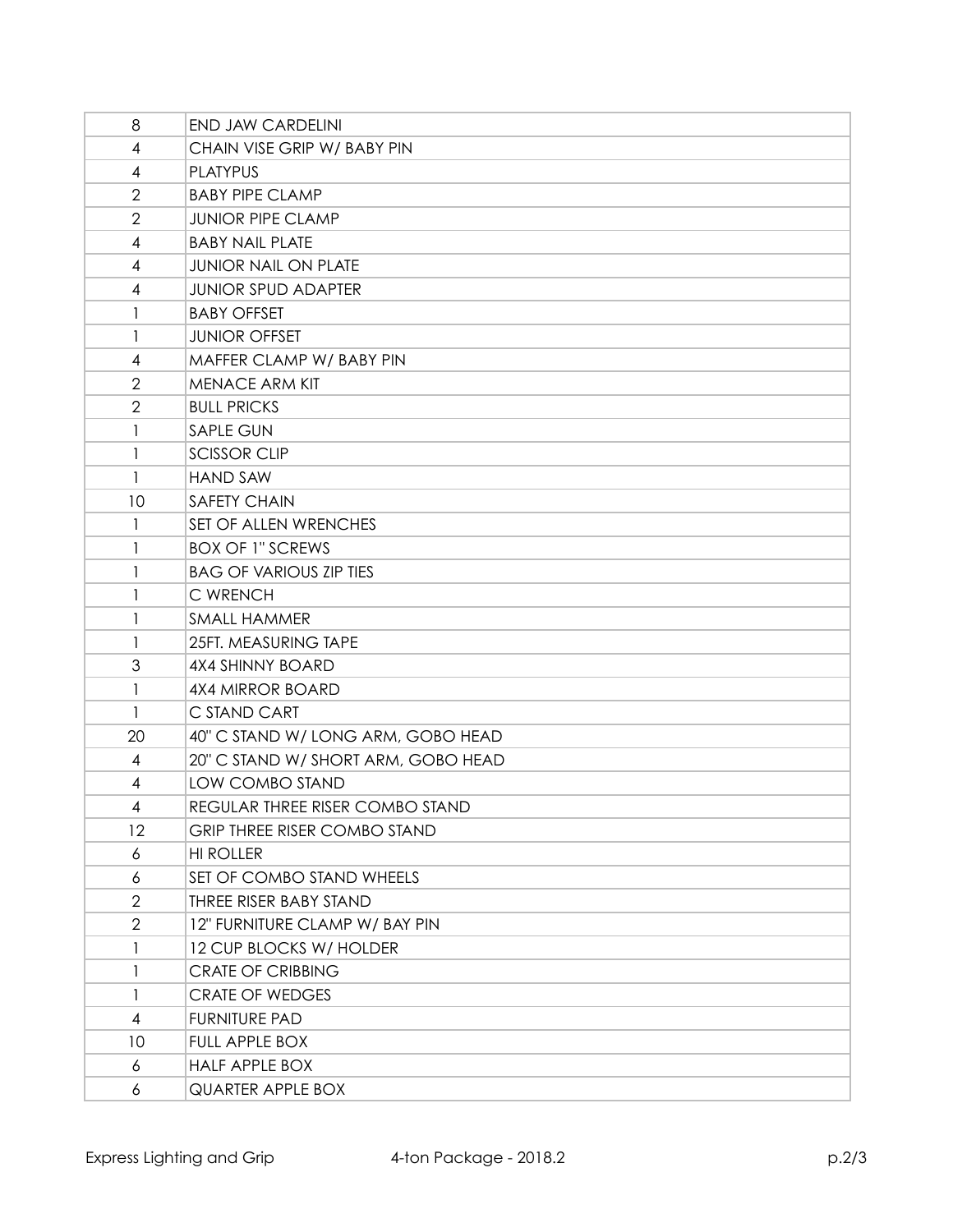| | |
|---|---|
| 8 | END JAW CARDELINI |
| 4 | CHAIN VISE GRIP W/ BABY PIN |
| 4 | PLATYPUS |
| 2 | BABY PIPE CLAMP |
| 2 | JUNIOR PIPE CLAMP |
| 4 | BABY NAIL PLATE |
| 4 | JUNIOR NAIL ON PLATE |
| 4 | JUNIOR SPUD ADAPTER |
| 1 | BABY OFFSET |
| 1 | JUNIOR OFFSET |
| 4 | MAFFER CLAMP W/ BABY PIN |
| 2 | MENACE ARM KIT |
| 2 | BULL PRICKS |
| 1 | SAPLE GUN |
| 1 | SCISSOR CLIP |
| 1 | HAND SAW |
| 10 | SAFETY CHAIN |
| 1 | SET OF ALLEN WRENCHES |
| 1 | BOX OF 1" SCREWS |
| 1 | BAG OF VARIOUS ZIP TIES |
| 1 | C WRENCH |
| 1 | SMALL HAMMER |
| 1 | 25FT. MEASURING TAPE |
| 3 | 4X4 SHINNY BOARD |
| 1 | 4X4 MIRROR BOARD |
| 1 | C STAND CART |
| 20 | 40" C STAND W/ LONG ARM, GOBO HEAD |
| 4 | 20" C STAND W/ SHORT ARM, GOBO HEAD |
| 4 | LOW COMBO STAND |
| 4 | REGULAR THREE RISER COMBO STAND |
| 12 | GRIP THREE RISER COMBO STAND |
| 6 | HI ROLLER |
| 6 | SET OF COMBO STAND WHEELS |
| 2 | THREE RISER BABY STAND |
| 2 | 12" FURNITURE CLAMP W/ BAY PIN |
| 1 | 12 CUP BLOCKS W/ HOLDER |
| 1 | CRATE OF CRIBBING |
| 1 | CRATE OF WEDGES |
| 4 | FURNITURE PAD |
| 10 | FULL APPLE BOX |
| 6 | HALF APPLE BOX |
| 6 | QUARTER APPLE BOX |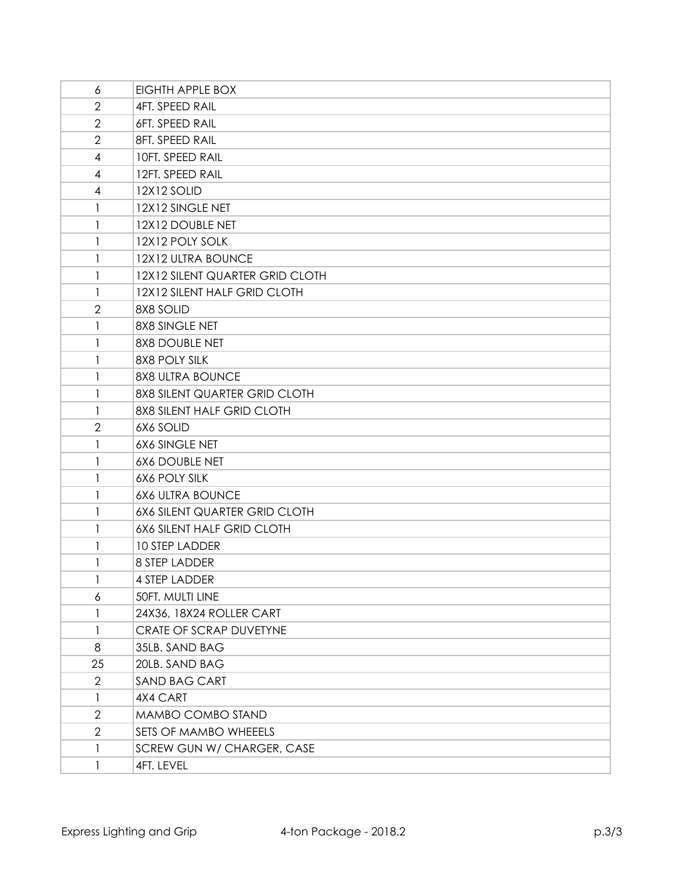| | |
|---|---|
| 6 | EIGHTH APPLE BOX |
| 2 | 4FT. SPEED RAIL |
| 2 | 6FT. SPEED RAIL |
| 2 | 8FT. SPEED RAIL |
| 4 | 10FT. SPEED RAIL |
| 4 | 12FT. SPEED RAIL |
| 4 | 12X12 SOLID |
| 1 | 12X12 SINGLE NET |
| 1 | 12X12 DOUBLE NET |
| 1 | 12X12 POLY SOLK |
| 1 | 12X12 ULTRA BOUNCE |
| 1 | 12X12 SILENT QUARTER GRID CLOTH |
| 1 | 12X12 SILENT HALF GRID CLOTH |
| 2 | 8X8 SOLID |
| 1 | 8X8 SINGLE NET |
| 1 | 8X8 DOUBLE NET |
| 1 | 8X8 POLY SILK |
| 1 | 8X8 ULTRA BOUNCE |
| 1 | 8X8 SILENT QUARTER GRID CLOTH |
| 1 | 8X8 SILENT HALF GRID CLOTH |
| 2 | 6X6 SOLID |
| 1 | 6X6 SINGLE NET |
| 1 | 6X6 DOUBLE NET |
| 1 | 6X6 POLY SILK |
| 1 | 6X6 ULTRA BOUNCE |
| 1 | 6X6 SILENT QUARTER GRID CLOTH |
| 1 | 6X6 SILENT HALF GRID CLOTH |
| 1 | 10 STEP LADDER |
| 1 | 8 STEP LADDER |
| 1 | 4 STEP LADDER |
| 6 | 50FT. MULTI LINE |
| 1 | 24X36, 18X24 ROLLER CART |
| 1 | CRATE OF SCRAP DUVETYNE |
| 8 | 35LB. SAND BAG |
| 25 | 20LB. SAND BAG |
| 2 | SAND BAG CART |
| 1 | 4X4 CART |
| 2 | MAMBO COMBO STAND |
| 2 | SETS OF MAMBO WHEEELS |
| 1 | SCREW GUN W/ CHARGER, CASE |
| 1 | 4FT. LEVEL |